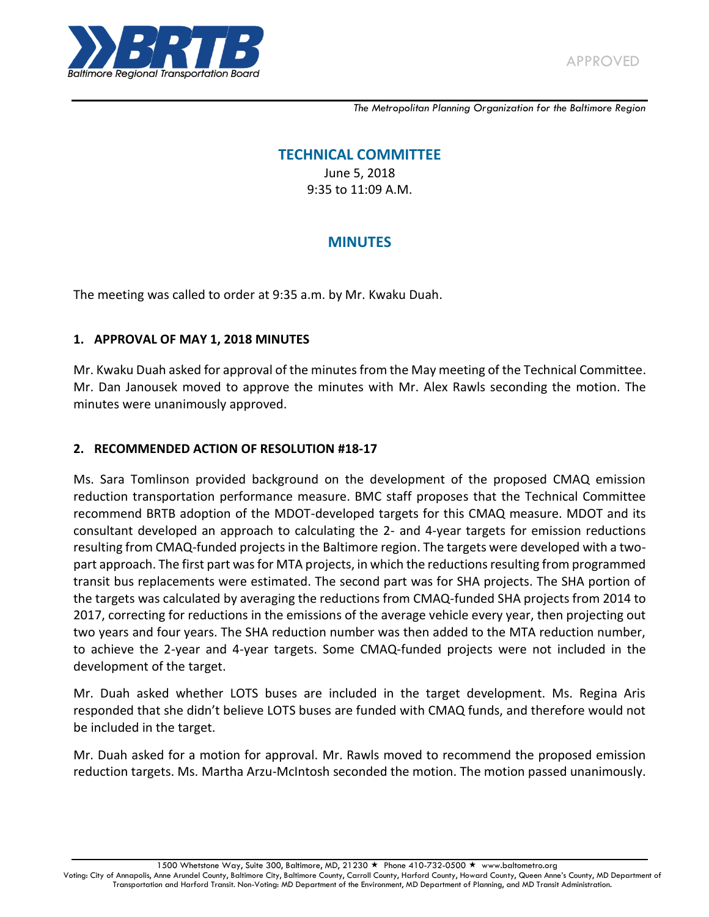APPROVED

*The Metropolitan Planning Organization for the Baltimore Region*

# TECHNICAL COMMITTEE

June 5, 2018
9:35 to 11:09 A.M.

# MINUTES

The meeting was called to order at 9:35 a.m. by Mr. Kwaku Duah.

## 1. APPROVAL OF MAY 1, 2018 MINUTES

Mr. Kwaku Duah asked for approval of the minutes from the May meeting of the Technical Committee. Mr. Dan Janousek moved to approve the minutes with Mr. Alex Rawls seconding the motion. The minutes were unanimously approved.

## 2. RECOMMENDED ACTION OF RESOLUTION #18-17

Ms. Sara Tomlinson provided background on the development of the proposed CMAQ emission reduction transportation performance measure. BMC staff proposes that the Technical Committee recommend BRTB adoption of the MDOT-developed targets for this CMAQ measure. MDOT and its consultant developed an approach to calculating the 2- and 4-year targets for emission reductions resulting from CMAQ-funded projects in the Baltimore region. The targets were developed with a two-part approach. The first part was for MTA projects, in which the reductions resulting from programmed transit bus replacements were estimated. The second part was for SHA projects. The SHA portion of the targets was calculated by averaging the reductions from CMAQ-funded SHA projects from 2014 to 2017, correcting for reductions in the emissions of the average vehicle every year, then projecting out two years and four years. The SHA reduction number was then added to the MTA reduction number, to achieve the 2-year and 4-year targets. Some CMAQ-funded projects were not included in the development of the target.

Mr. Duah asked whether LOTS buses are included in the target development. Ms. Regina Aris responded that she didn't believe LOTS buses are funded with CMAQ funds, and therefore would not be included in the target.

Mr. Duah asked for a motion for approval. Mr. Rawls moved to recommend the proposed emission reduction targets. Ms. Martha Arzu-McIntosh seconded the motion. The motion passed unanimously.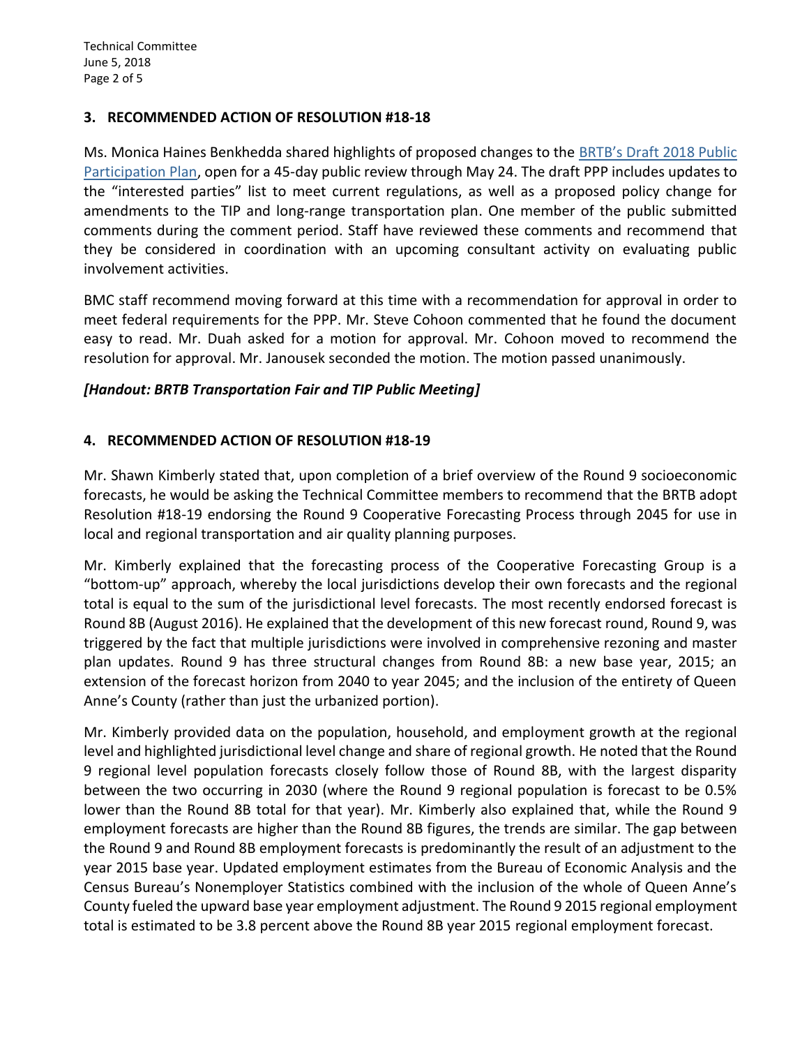### 3. RECOMMENDED ACTION OF RESOLUTION #18-18

Ms. Monica Haines Benkhedda shared highlights of proposed changes to the BRTB's Draft 2018 Public Participation Plan, open for a 45-day public review through May 24. The draft PPP includes updates to the "interested parties" list to meet current regulations, as well as a proposed policy change for amendments to the TIP and long-range transportation plan. One member of the public submitted comments during the comment period. Staff have reviewed these comments and recommend that they be considered in coordination with an upcoming consultant activity on evaluating public involvement activities.

BMC staff recommend moving forward at this time with a recommendation for approval in order to meet federal requirements for the PPP. Mr. Steve Cohoon commented that he found the document easy to read. Mr. Duah asked for a motion for approval. Mr. Cohoon moved to recommend the resolution for approval. Mr. Janousek seconded the motion. The motion passed unanimously.

***[Handout: BRTB Transportation Fair and TIP Public Meeting]***

### 4. RECOMMENDED ACTION OF RESOLUTION #18-19

Mr. Shawn Kimberly stated that, upon completion of a brief overview of the Round 9 socioeconomic forecasts, he would be asking the Technical Committee members to recommend that the BRTB adopt Resolution #18-19 endorsing the Round 9 Cooperative Forecasting Process through 2045 for use in local and regional transportation and air quality planning purposes.

Mr. Kimberly explained that the forecasting process of the Cooperative Forecasting Group is a "bottom-up" approach, whereby the local jurisdictions develop their own forecasts and the regional total is equal to the sum of the jurisdictional level forecasts. The most recently endorsed forecast is Round 8B (August 2016). He explained that the development of this new forecast round, Round 9, was triggered by the fact that multiple jurisdictions were involved in comprehensive rezoning and master plan updates. Round 9 has three structural changes from Round 8B: a new base year, 2015; an extension of the forecast horizon from 2040 to year 2045; and the inclusion of the entirety of Queen Anne's County (rather than just the urbanized portion).

Mr. Kimberly provided data on the population, household, and employment growth at the regional level and highlighted jurisdictional level change and share of regional growth. He noted that the Round 9 regional level population forecasts closely follow those of Round 8B, with the largest disparity between the two occurring in 2030 (where the Round 9 regional population is forecast to be 0.5% lower than the Round 8B total for that year). Mr. Kimberly also explained that, while the Round 9 employment forecasts are higher than the Round 8B figures, the trends are similar. The gap between the Round 9 and Round 8B employment forecasts is predominantly the result of an adjustment to the year 2015 base year. Updated employment estimates from the Bureau of Economic Analysis and the Census Bureau's Nonemployer Statistics combined with the inclusion of the whole of Queen Anne's County fueled the upward base year employment adjustment. The Round 9 2015 regional employment total is estimated to be 3.8 percent above the Round 8B year 2015 regional employment forecast.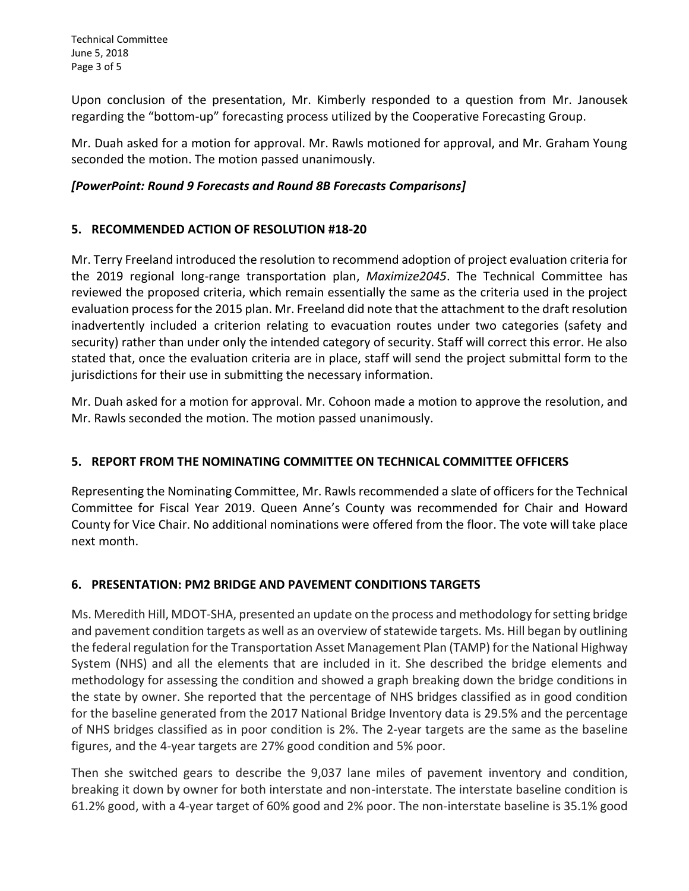Upon conclusion of the presentation, Mr. Kimberly responded to a question from Mr. Janousek regarding the "bottom-up" forecasting process utilized by the Cooperative Forecasting Group.

Mr. Duah asked for a motion for approval. Mr. Rawls motioned for approval, and Mr. Graham Young seconded the motion. The motion passed unanimously.

***[PowerPoint: Round 9 Forecasts and Round 8B Forecasts Comparisons]***

## 5. RECOMMENDED ACTION OF RESOLUTION #18-20

Mr. Terry Freeland introduced the resolution to recommend adoption of project evaluation criteria for the 2019 regional long-range transportation plan, *Maximize2045*. The Technical Committee has reviewed the proposed criteria, which remain essentially the same as the criteria used in the project evaluation process for the 2015 plan. Mr. Freeland did note that the attachment to the draft resolution inadvertently included a criterion relating to evacuation routes under two categories (safety and security) rather than under only the intended category of security. Staff will correct this error. He also stated that, once the evaluation criteria are in place, staff will send the project submittal form to the jurisdictions for their use in submitting the necessary information.

Mr. Duah asked for a motion for approval. Mr. Cohoon made a motion to approve the resolution, and Mr. Rawls seconded the motion. The motion passed unanimously.

## 5. REPORT FROM THE NOMINATING COMMITTEE ON TECHNICAL COMMITTEE OFFICERS

Representing the Nominating Committee, Mr. Rawls recommended a slate of officers for the Technical Committee for Fiscal Year 2019. Queen Anne's County was recommended for Chair and Howard County for Vice Chair. No additional nominations were offered from the floor. The vote will take place next month.

## 6. PRESENTATION: PM2 BRIDGE AND PAVEMENT CONDITIONS TARGETS

Ms. Meredith Hill, MDOT-SHA, presented an update on the process and methodology for setting bridge and pavement condition targets as well as an overview of statewide targets. Ms. Hill began by outlining the federal regulation for the Transportation Asset Management Plan (TAMP) for the National Highway System (NHS) and all the elements that are included in it. She described the bridge elements and methodology for assessing the condition and showed a graph breaking down the bridge conditions in the state by owner. She reported that the percentage of NHS bridges classified as in good condition for the baseline generated from the 2017 National Bridge Inventory data is 29.5% and the percentage of NHS bridges classified as in poor condition is 2%. The 2-year targets are the same as the baseline figures, and the 4-year targets are 27% good condition and 5% poor.

Then she switched gears to describe the 9,037 lane miles of pavement inventory and condition, breaking it down by owner for both interstate and non-interstate. The interstate baseline condition is 61.2% good, with a 4-year target of 60% good and 2% poor. The non-interstate baseline is 35.1% good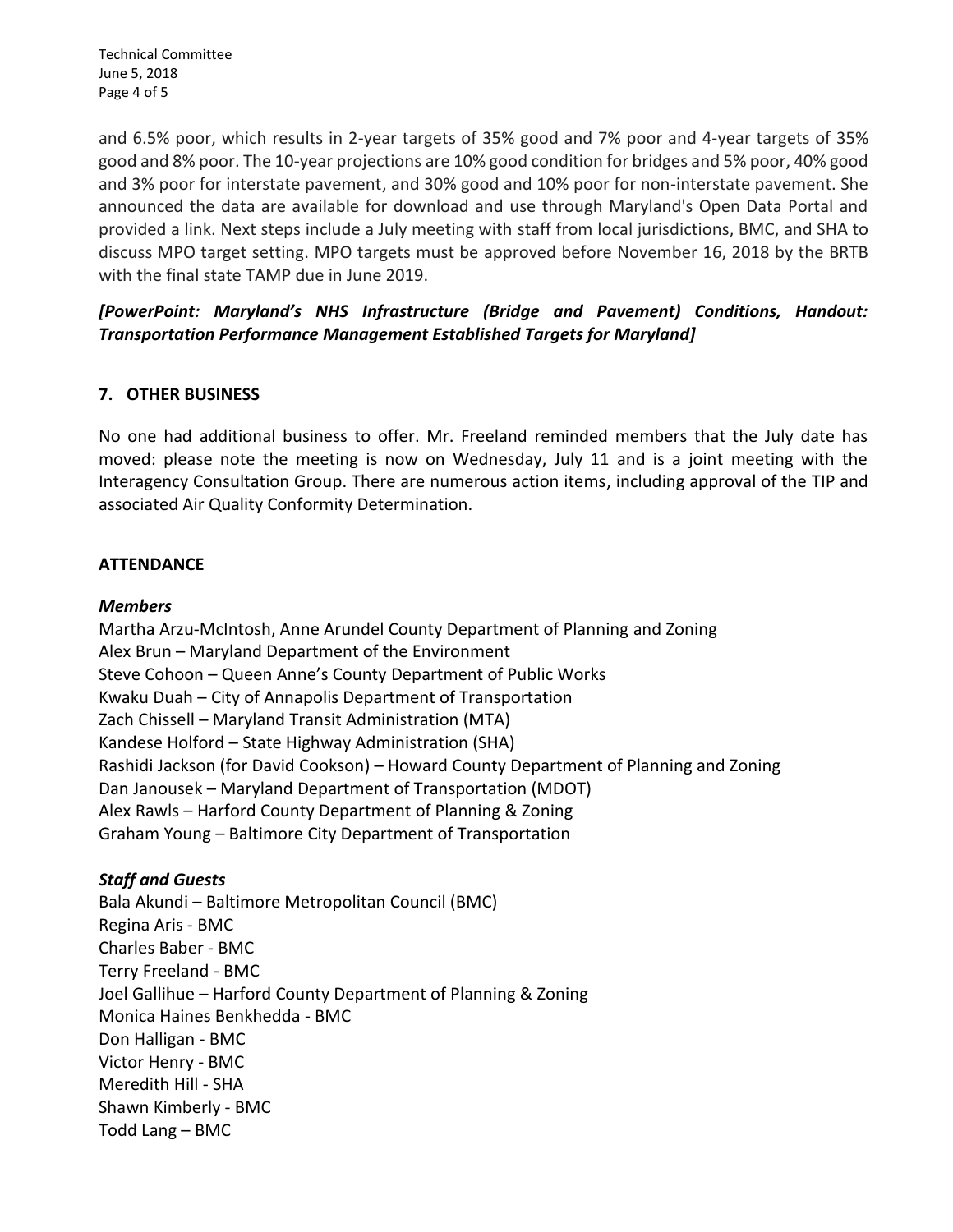and 6.5% poor, which results in 2-year targets of 35% good and 7% poor and 4-year targets of 35% good and 8% poor. The 10-year projections are 10% good condition for bridges and 5% poor, 40% good and 3% poor for interstate pavement, and 30% good and 10% poor for non-interstate pavement. She announced the data are available for download and use through Maryland's Open Data Portal and provided a link. Next steps include a July meeting with staff from local jurisdictions, BMC, and SHA to discuss MPO target setting. MPO targets must be approved before November 16, 2018 by the BRTB with the final state TAMP due in June 2019.

***[PowerPoint: Maryland's NHS Infrastructure (Bridge and Pavement) Conditions, Handout: Transportation Performance Management Established Targets for Maryland]***

## 7. OTHER BUSINESS

No one had additional business to offer. Mr. Freeland reminded members that the July date has moved: please note the meeting is now on Wednesday, July 11 and is a joint meeting with the Interagency Consultation Group. There are numerous action items, including approval of the TIP and associated Air Quality Conformity Determination.

## ATTENDANCE

***Members***

Martha Arzu-McIntosh, Anne Arundel County Department of Planning and Zoning
Alex Brun – Maryland Department of the Environment
Steve Cohoon – Queen Anne's County Department of Public Works
Kwaku Duah – City of Annapolis Department of Transportation
Zach Chissell – Maryland Transit Administration (MTA)
Kandese Holford – State Highway Administration (SHA)
Rashidi Jackson (for David Cookson) – Howard County Department of Planning and Zoning
Dan Janousek – Maryland Department of Transportation (MDOT)
Alex Rawls – Harford County Department of Planning & Zoning
Graham Young – Baltimore City Department of Transportation

***Staff and Guests***

Bala Akundi – Baltimore Metropolitan Council (BMC)
Regina Aris - BMC
Charles Baber - BMC
Terry Freeland - BMC
Joel Gallihue – Harford County Department of Planning & Zoning
Monica Haines Benkhedda - BMC
Don Halligan - BMC
Victor Henry - BMC
Meredith Hill - SHA
Shawn Kimberly - BMC
Todd Lang – BMC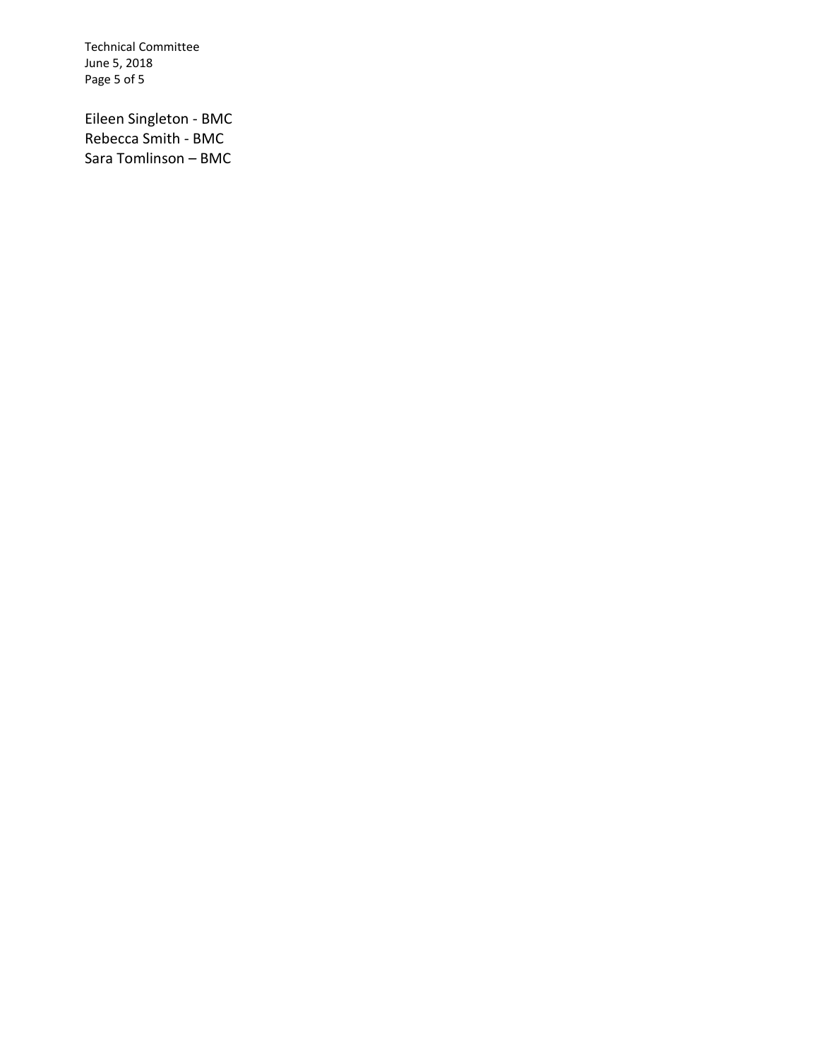Eileen Singleton - BMC
Rebecca Smith - BMC
Sara Tomlinson – BMC